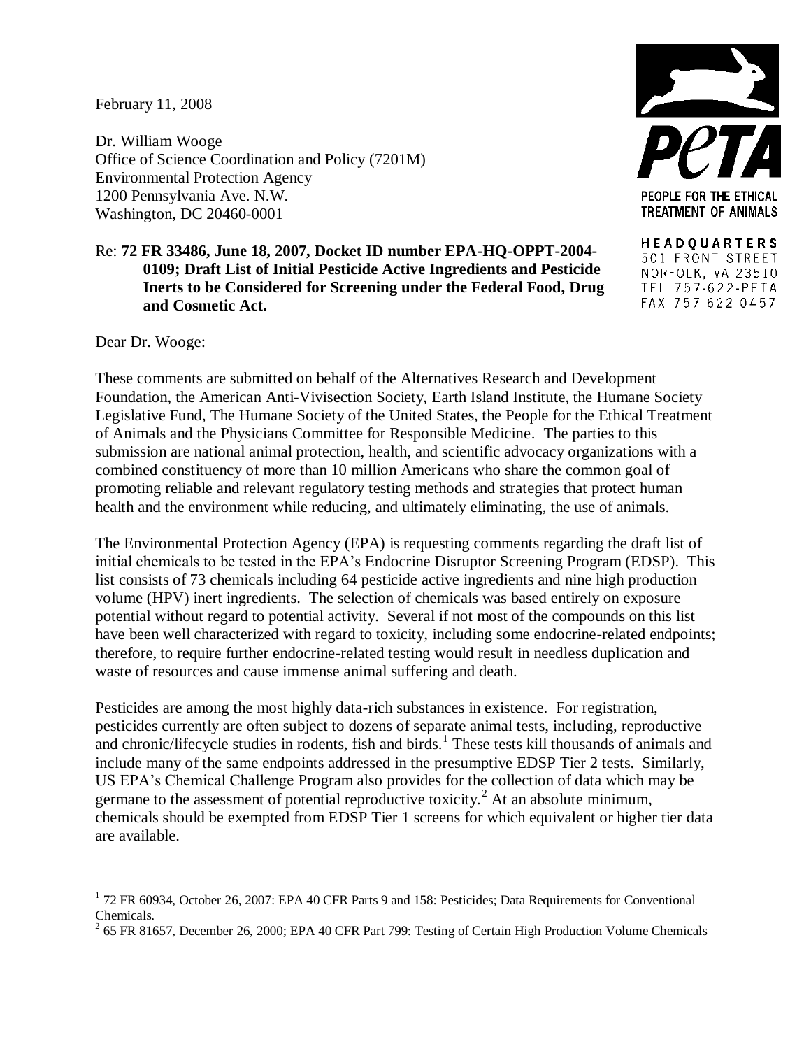PETA

PEOPLE FOR THE ETHICAL TREATMENT OF ANIMALS

HEADQUARTERS
501 FRONT STREET
NORFOLK, VA 23510
TEL 757-622-PETA
FAX 757-622-0457

February 11, 2008

Dr. William Wooge
Office of Science Coordination and Policy (7201M)
Environmental Protection Agency
1200 Pennsylvania Ave. N.W.
Washington, DC 20460-0001

Re: **72 FR 33486, June 18, 2007, Docket ID number EPA-HQ-OPPT-2004-0109; Draft List of Initial Pesticide Active Ingredients and Pesticide Inerts to be Considered for Screening under the Federal Food, Drug and Cosmetic Act.**

Dear Dr. Wooge:

These comments are submitted on behalf of the Alternatives Research and Development Foundation, the American Anti-Vivisection Society, Earth Island Institute, the Humane Society Legislative Fund, The Humane Society of the United States, the People for the Ethical Treatment of Animals and the Physicians Committee for Responsible Medicine. The parties to this submission are national animal protection, health, and scientific advocacy organizations with a combined constituency of more than 10 million Americans who share the common goal of promoting reliable and relevant regulatory testing methods and strategies that protect human health and the environment while reducing, and ultimately eliminating, the use of animals.

The Environmental Protection Agency (EPA) is requesting comments regarding the draft list of initial chemicals to be tested in the EPA's Endocrine Disruptor Screening Program (EDSP). This list consists of 73 chemicals including 64 pesticide active ingredients and nine high production volume (HPV) inert ingredients. The selection of chemicals was based entirely on exposure potential without regard to potential activity. Several if not most of the compounds on this list have been well characterized with regard to toxicity, including some endocrine-related endpoints; therefore, to require further endocrine-related testing would result in needless duplication and waste of resources and cause immense animal suffering and death.

Pesticides are among the most highly data-rich substances in existence. For registration, pesticides currently are often subject to dozens of separate animal tests, including, reproductive and chronic/lifecycle studies in rodents, fish and birds.[1] These tests kill thousands of animals and include many of the same endpoints addressed in the presumptive EDSP Tier 2 tests. Similarly, US EPA's Chemical Challenge Program also provides for the collection of data which may be germane to the assessment of potential reproductive toxicity.[2] At an absolute minimum, chemicals should be exempted from EDSP Tier 1 screens for which equivalent or higher tier data are available.

---

[1] 72 FR 60934, October 26, 2007: EPA 40 CFR Parts 9 and 158: Pesticides; Data Requirements for Conventional Chemicals.

[2] 65 FR 81657, December 26, 2000; EPA 40 CFR Part 799: Testing of Certain High Production Volume Chemicals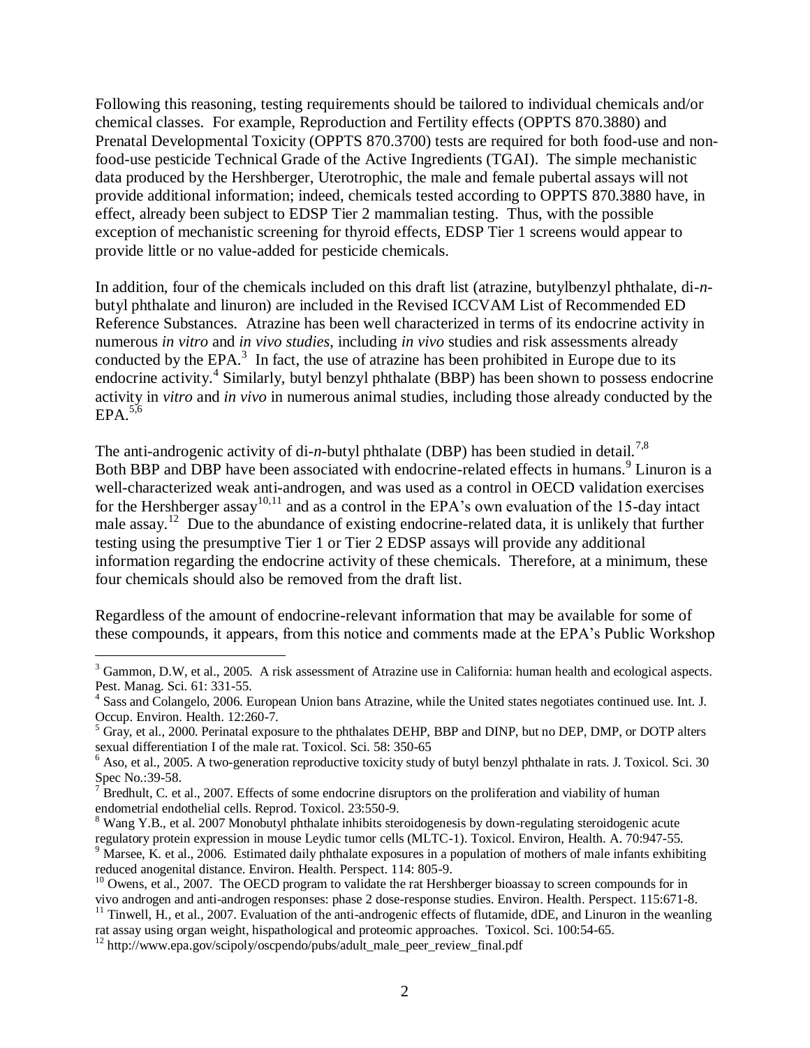Following this reasoning, testing requirements should be tailored to individual chemicals and/or chemical classes. For example, Reproduction and Fertility effects (OPPTS 870.3880) and Prenatal Developmental Toxicity (OPPTS 870.3700) tests are required for both food-use and non-food-use pesticide Technical Grade of the Active Ingredients (TGAI). The simple mechanistic data produced by the Hershberger, Uterotrophic, the male and female pubertal assays will not provide additional information; indeed, chemicals tested according to OPPTS 870.3880 have, in effect, already been subject to EDSP Tier 2 mammalian testing. Thus, with the possible exception of mechanistic screening for thyroid effects, EDSP Tier 1 screens would appear to provide little or no value-added for pesticide chemicals.

In addition, four of the chemicals included on this draft list (atrazine, butylbenzyl phthalate, di-*n*-butyl phthalate and linuron) are included in the Revised ICCVAM List of Recommended ED Reference Substances. Atrazine has been well characterized in terms of its endocrine activity in numerous *in vitro* and *in vivo studies*, including *in vivo* studies and risk assessments already conducted by the EPA.[3] In fact, the use of atrazine has been prohibited in Europe due to its endocrine activity.[4] Similarly, butyl benzyl phthalate (BBP) has been shown to possess endocrine activity in *vitro* and *in vivo* in numerous animal studies, including those already conducted by the EPA.[5,6]

The anti-androgenic activity of di-*n*-butyl phthalate (DBP) has been studied in detail.[7,8] Both BBP and DBP have been associated with endocrine-related effects in humans.[9] Linuron is a well-characterized weak anti-androgen, and was used as a control in OECD validation exercises for the Hershberger assay[10,11] and as a control in the EPA's own evaluation of the 15-day intact male assay.[12] Due to the abundance of existing endocrine-related data, it is unlikely that further testing using the presumptive Tier 1 or Tier 2 EDSP assays will provide any additional information regarding the endocrine activity of these chemicals. Therefore, at a minimum, these four chemicals should also be removed from the draft list.

Regardless of the amount of endocrine-relevant information that may be available for some of these compounds, it appears, from this notice and comments made at the EPA's Public Workshop

---

[3] Gammon, D.W, et al., 2005. A risk assessment of Atrazine use in California: human health and ecological aspects. Pest. Manag. Sci. 61: 331-55.

[4] Sass and Colangelo, 2006. European Union bans Atrazine, while the United states negotiates continued use. Int. J. Occup. Environ. Health. 12:260-7.

[5] Gray, et al., 2000. Perinatal exposure to the phthalates DEHP, BBP and DINP, but no DEP, DMP, or DOTP alters sexual differentiation I of the male rat. Toxicol. Sci. 58: 350-65

[6] Aso, et al., 2005. A two-generation reproductive toxicity study of butyl benzyl phthalate in rats. J. Toxicol. Sci. 30 Spec No.:39-58.

[7] Bredhult, C. et al., 2007. Effects of some endocrine disruptors on the proliferation and viability of human endometrial endothelial cells. Reprod. Toxicol. 23:550-9.

[8] Wang Y.B., et al. 2007 Monobutyl phthalate inhibits steroidogenesis by down-regulating steroidogenic acute regulatory protein expression in mouse Leydic tumor cells (MLTC-1). Toxicol. Environ, Health. A. 70:947-55.

[9] Marsee, K. et al., 2006. Estimated daily phthalate exposures in a population of mothers of male infants exhibiting reduced anogenital distance. Environ. Health. Perspect. 114: 805-9.

[10] Owens, et al., 2007. The OECD program to validate the rat Hershberger bioassay to screen compounds for in vivo androgen and anti-androgen responses: phase 2 dose-response studies. Environ. Health. Perspect. 115:671-8.

[11] Tinwell, H., et al., 2007. Evaluation of the anti-androgenic effects of flutamide, dDE, and Linuron in the weanling rat assay using organ weight, hispathological and proteomic approaches. Toxicol. Sci. 100:54-65.

[12] http://www.epa.gov/scipoly/oscpendo/pubs/adult_male_peer_review_final.pdf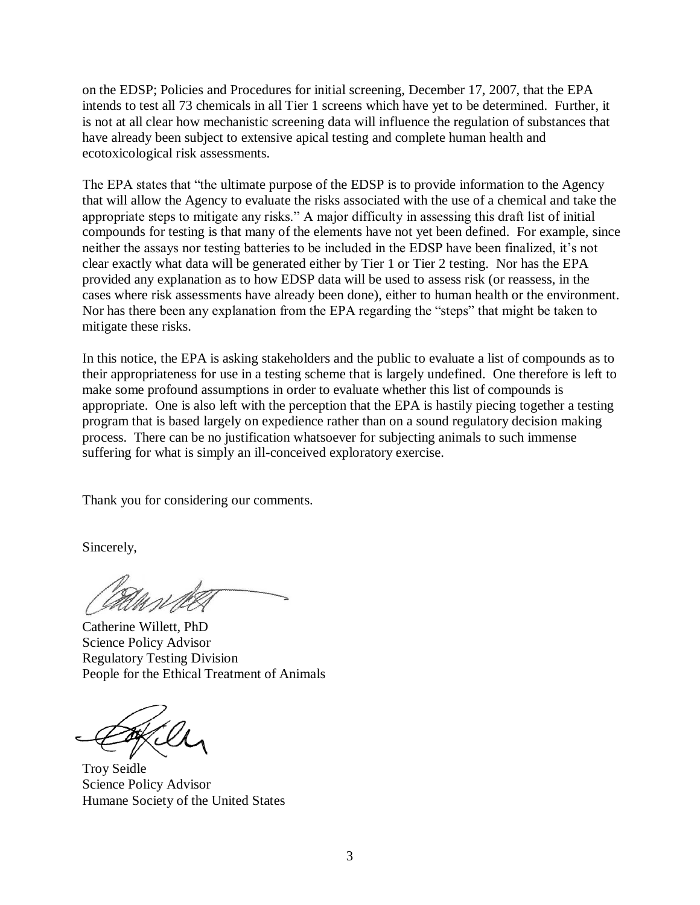on the EDSP; Policies and Procedures for initial screening, December 17, 2007, that the EPA intends to test all 73 chemicals in all Tier 1 screens which have yet to be determined. Further, it is not at all clear how mechanistic screening data will influence the regulation of substances that have already been subject to extensive apical testing and complete human health and ecotoxicological risk assessments.

The EPA states that "the ultimate purpose of the EDSP is to provide information to the Agency that will allow the Agency to evaluate the risks associated with the use of a chemical and take the appropriate steps to mitigate any risks." A major difficulty in assessing this draft list of initial compounds for testing is that many of the elements have not yet been defined. For example, since neither the assays nor testing batteries to be included in the EDSP have been finalized, it's not clear exactly what data will be generated either by Tier 1 or Tier 2 testing. Nor has the EPA provided any explanation as to how EDSP data will be used to assess risk (or reassess, in the cases where risk assessments have already been done), either to human health or the environment. Nor has there been any explanation from the EPA regarding the "steps" that might be taken to mitigate these risks.

In this notice, the EPA is asking stakeholders and the public to evaluate a list of compounds as to their appropriateness for use in a testing scheme that is largely undefined. One therefore is left to make some profound assumptions in order to evaluate whether this list of compounds is appropriate. One is also left with the perception that the EPA is hastily piecing together a testing program that is based largely on expedience rather than on a sound regulatory decision making process. There can be no justification whatsoever for subjecting animals to such immense suffering for what is simply an ill-conceived exploratory exercise.

Thank you for considering our comments.

Sincerely,

Catherine Willett, PhD
Science Policy Advisor
Regulatory Testing Division
People for the Ethical Treatment of Animals

Troy Seidle
Science Policy Advisor
Humane Society of the United States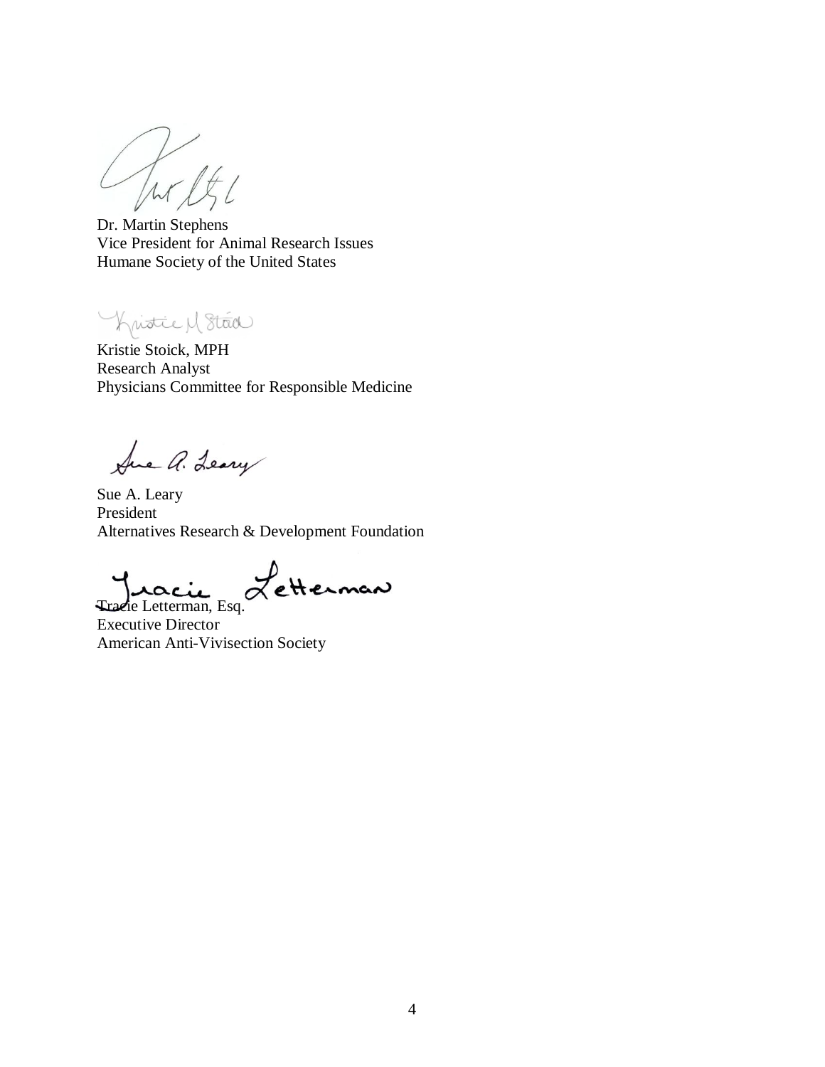Dr. Martin Stephens
Vice President for Animal Research Issues
Humane Society of the United States

Kristie Stoick, MPH
Research Analyst
Physicians Committee for Responsible Medicine

Sue A. Leary
President
Alternatives Research & Development Foundation

Tracie Letterman, Esq.
Executive Director
American Anti-Vivisection Society